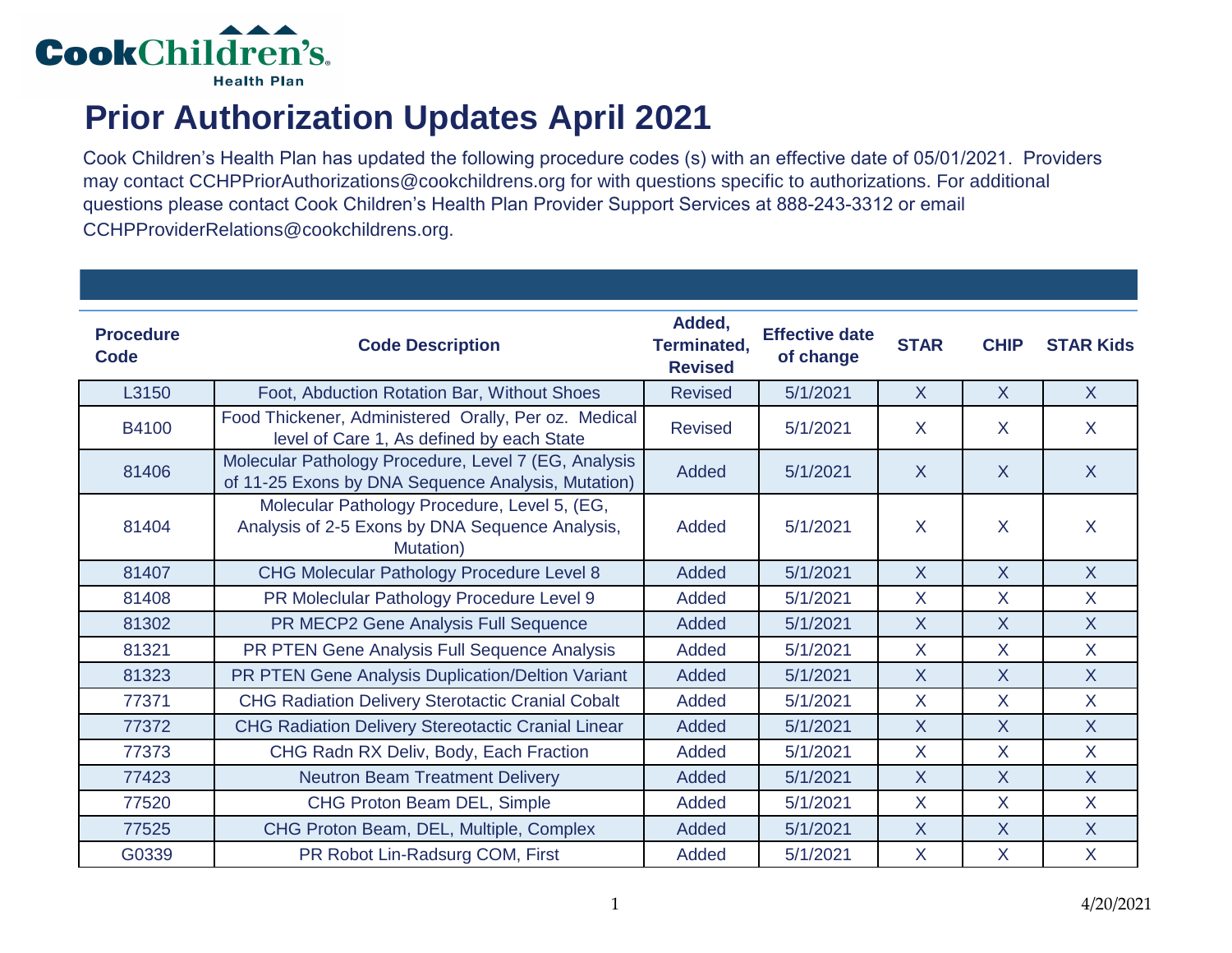Cook Children's Health Plan

# Prior Authorization Updates April 2021

Cook Children's Health Plan has updated the following procedure codes (s) with an effective date of 05/01/2021. Providers may contact CCHPPriorAuthorizations@cookchildrens.org for with questions specific to authorizations. For additional questions please contact Cook Children's Health Plan Provider Support Services at 888-243-3312 or email CCHPProviderRelations@cookchildrens.org.

| Procedure Code | Code Description | Added, Terminated, Revised | Effective date of change | STAR | CHIP | STAR Kids |
|---|---|---|---|---|---|---|
| L3150 | Foot, Abduction Rotation Bar, Without Shoes | Revised | 5/1/2021 | X | X | X |
| B4100 | Food Thickener, Administered Orally, Per oz. Medical level of Care 1, As defined by each State | Revised | 5/1/2021 | X | X | X |
| 81406 | Molecular Pathology Procedure, Level 7 (EG, Analysis of 11-25 Exons by DNA Sequence Analysis, Mutation) | Added | 5/1/2021 | X | X | X |
| 81404 | Molecular Pathology Procedure, Level 5, (EG, Analysis of 2-5 Exons by DNA Sequence Analysis, Mutation) | Added | 5/1/2021 | X | X | X |
| 81407 | CHG Molecular Pathology Procedure Level 8 | Added | 5/1/2021 | X | X | X |
| 81408 | PR Moleclular Pathology Procedure Level 9 | Added | 5/1/2021 | X | X | X |
| 81302 | PR MECP2 Gene Analysis Full Sequence | Added | 5/1/2021 | X | X | X |
| 81321 | PR PTEN Gene Analysis Full Sequence Analysis | Added | 5/1/2021 | X | X | X |
| 81323 | PR PTEN Gene Analysis Duplication/Deltion Variant | Added | 5/1/2021 | X | X | X |
| 77371 | CHG Radiation Delivery Sterotactic Cranial Cobalt | Added | 5/1/2021 | X | X | X |
| 77372 | CHG Radiation Delivery Stereotactic Cranial Linear | Added | 5/1/2021 | X | X | X |
| 77373 | CHG Radn RX Deliv, Body, Each Fraction | Added | 5/1/2021 | X | X | X |
| 77423 | Neutron Beam Treatment Delivery | Added | 5/1/2021 | X | X | X |
| 77520 | CHG Proton Beam DEL, Simple | Added | 5/1/2021 | X | X | X |
| 77525 | CHG Proton Beam, DEL, Multiple, Complex | Added | 5/1/2021 | X | X | X |
| G0339 | PR Robot Lin-Radsurg COM, First | Added | 5/1/2021 | X | X | X |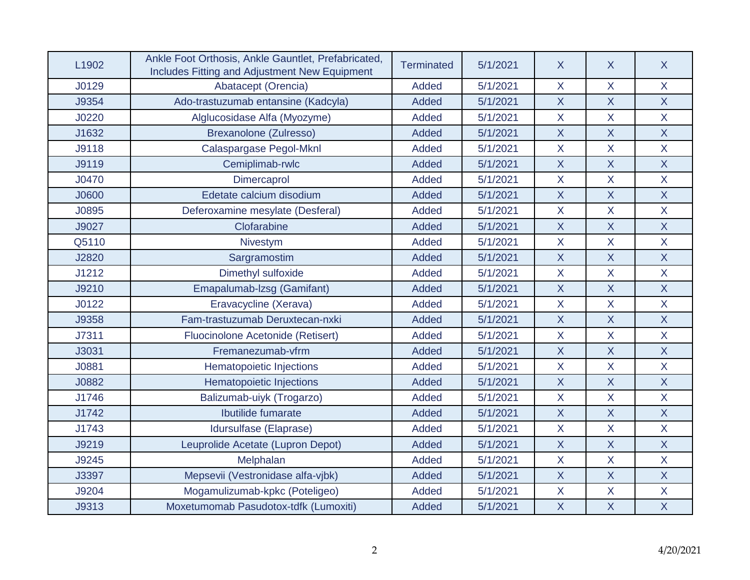| | | | | | | |
|---|---|---|---|---|---|---|
| L1902 | Ankle Foot Orthosis, Ankle Gauntlet, Prefabricated, Includes Fitting and Adjustment New Equipment | Terminated | 5/1/2021 | X | X | X |
| J0129 | Abatacept (Orencia) | Added | 5/1/2021 | X | X | X |
| J9354 | Ado-trastuzumab entansine (Kadcyla) | Added | 5/1/2021 | X | X | X |
| J0220 | Alglucosidase Alfa (Myozyme) | Added | 5/1/2021 | X | X | X |
| J1632 | Brexanolone (Zulresso) | Added | 5/1/2021 | X | X | X |
| J9118 | Calaspargase Pegol-Mknl | Added | 5/1/2021 | X | X | X |
| J9119 | Cemiplimab-rwlc | Added | 5/1/2021 | X | X | X |
| J0470 | Dimercaprol | Added | 5/1/2021 | X | X | X |
| J0600 | Edetate calcium disodium | Added | 5/1/2021 | X | X | X |
| J0895 | Deferoxamine mesylate (Desferal) | Added | 5/1/2021 | X | X | X |
| J9027 | Clofarabine | Added | 5/1/2021 | X | X | X |
| Q5110 | Nivestym | Added | 5/1/2021 | X | X | X |
| J2820 | Sargramostim | Added | 5/1/2021 | X | X | X |
| J1212 | Dimethyl sulfoxide | Added | 5/1/2021 | X | X | X |
| J9210 | Emapalumab-lzsg (Gamifant) | Added | 5/1/2021 | X | X | X |
| J0122 | Eravacycline (Xerava) | Added | 5/1/2021 | X | X | X |
| J9358 | Fam-trastuzumab Deruxtecan-nxki | Added | 5/1/2021 | X | X | X |
| J7311 | Fluocinolone Acetonide (Retisert) | Added | 5/1/2021 | X | X | X |
| J3031 | Fremanezumab-vfrm | Added | 5/1/2021 | X | X | X |
| J0881 | Hematopoietic Injections | Added | 5/1/2021 | X | X | X |
| J0882 | Hematopoietic Injections | Added | 5/1/2021 | X | X | X |
| J1746 | Balizumab-uiyk (Trogarzo) | Added | 5/1/2021 | X | X | X |
| J1742 | Ibutilide fumarate | Added | 5/1/2021 | X | X | X |
| J1743 | Idursulfase (Elaprase) | Added | 5/1/2021 | X | X | X |
| J9219 | Leuprolide Acetate (Lupron Depot) | Added | 5/1/2021 | X | X | X |
| J9245 | Melphalan | Added | 5/1/2021 | X | X | X |
| J3397 | Mepsevii (Vestronidase alfa-vjbk) | Added | 5/1/2021 | X | X | X |
| J9204 | Mogamulizumab-kpkc (Poteligeo) | Added | 5/1/2021 | X | X | X |
| J9313 | Moxetumomab Pasudotox-tdfk (Lumoxiti) | Added | 5/1/2021 | X | X | X |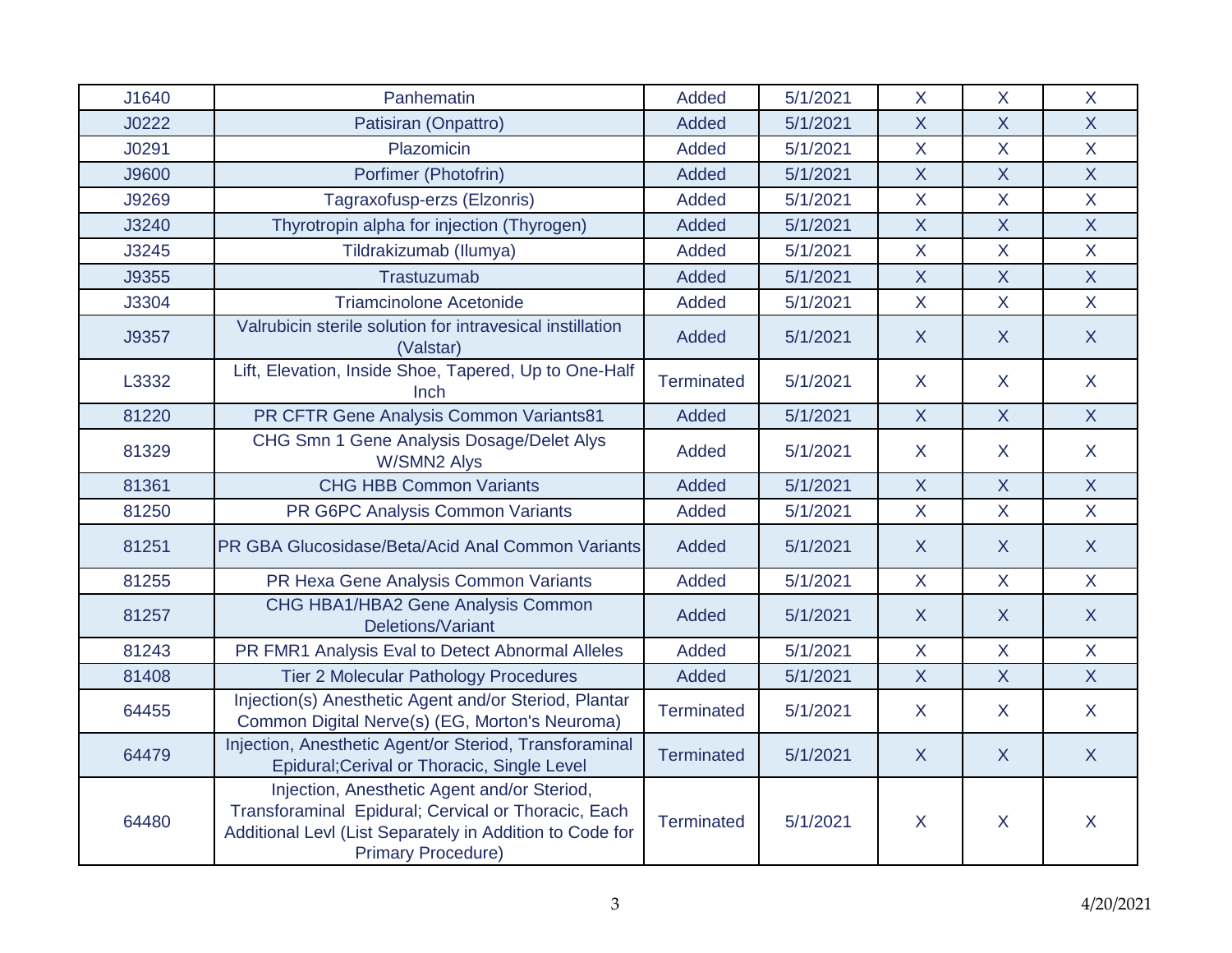| | | | | | | |
|---|---|---|---|---|---|---|
| J1640 | Panhematin | Added | 5/1/2021 | X | X | X |
| J0222 | Patisiran (Onpattro) | Added | 5/1/2021 | X | X | X |
| J0291 | Plazomicin | Added | 5/1/2021 | X | X | X |
| J9600 | Porfimer (Photofrin) | Added | 5/1/2021 | X | X | X |
| J9269 | Tagraxofusp-erzs (Elzonris) | Added | 5/1/2021 | X | X | X |
| J3240 | Thyrotropin alpha for injection (Thyrogen) | Added | 5/1/2021 | X | X | X |
| J3245 | Tildrakizumab (Ilumya) | Added | 5/1/2021 | X | X | X |
| J9355 | Trastuzumab | Added | 5/1/2021 | X | X | X |
| J3304 | Triamcinolone Acetonide | Added | 5/1/2021 | X | X | X |
| J9357 | Valrubicin sterile solution for intravesical instillation (Valstar) | Added | 5/1/2021 | X | X | X |
| L3332 | Lift, Elevation, Inside Shoe, Tapered, Up to One-Half Inch | Terminated | 5/1/2021 | X | X | X |
| 81220 | PR CFTR Gene Analysis Common Variants81 | Added | 5/1/2021 | X | X | X |
| 81329 | CHG Smn 1 Gene Analysis Dosage/Delet Alys W/SMN2 Alys | Added | 5/1/2021 | X | X | X |
| 81361 | CHG HBB Common Variants | Added | 5/1/2021 | X | X | X |
| 81250 | PR G6PC Analysis Common Variants | Added | 5/1/2021 | X | X | X |
| 81251 | PR GBA Glucosidase/Beta/Acid Anal Common Variants | Added | 5/1/2021 | X | X | X |
| 81255 | PR Hexa Gene Analysis Common Variants | Added | 5/1/2021 | X | X | X |
| 81257 | CHG HBA1/HBA2 Gene Analysis Common Deletions/Variant | Added | 5/1/2021 | X | X | X |
| 81243 | PR FMR1 Analysis Eval to Detect Abnormal Alleles | Added | 5/1/2021 | X | X | X |
| 81408 | Tier 2 Molecular Pathology Procedures | Added | 5/1/2021 | X | X | X |
| 64455 | Injection(s) Anesthetic Agent and/or Steriod, Plantar Common Digital Nerve(s) (EG, Morton's Neuroma) | Terminated | 5/1/2021 | X | X | X |
| 64479 | Injection, Anesthetic Agent/or Steriod, Transforaminal Epidural;Cerival or Thoracic, Single Level | Terminated | 5/1/2021 | X | X | X |
| 64480 | Injection, Anesthetic Agent and/or Steriod, Transforaminal Epidural; Cervical or Thoracic, Each Additional Levl (List Separately in Addition to Code for Primary Procedure) | Terminated | 5/1/2021 | X | X | X |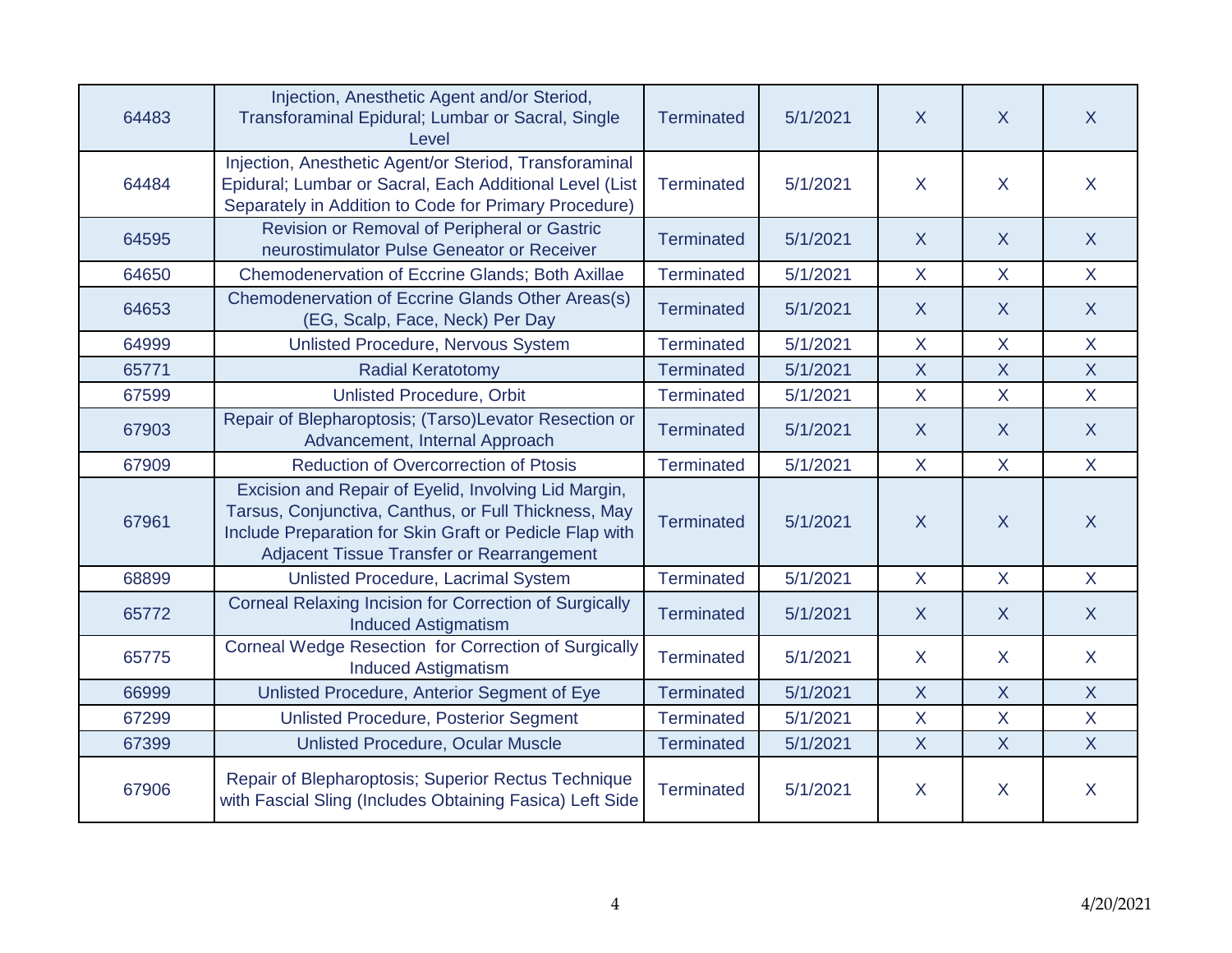| | | | | | | |
|---|---|---|---|---|---|---|
| 64483 | Injection, Anesthetic Agent and/or Steriod, Transforaminal Epidural; Lumbar or Sacral, Single Level | Terminated | 5/1/2021 | X | X | X |
| 64484 | Injection, Anesthetic Agent/or Steriod, Transforaminal Epidural; Lumbar or Sacral, Each Additional Level (List Separately in Addition to Code for Primary Procedure) | Terminated | 5/1/2021 | X | X | X |
| 64595 | Revision or Removal of Peripheral or Gastric neurostimulator Pulse Geneator or Receiver | Terminated | 5/1/2021 | X | X | X |
| 64650 | Chemodenervation of Eccrine Glands; Both Axillae | Terminated | 5/1/2021 | X | X | X |
| 64653 | Chemodenervation of Eccrine Glands Other Areas(s) (EG, Scalp, Face, Neck) Per Day | Terminated | 5/1/2021 | X | X | X |
| 64999 | Unlisted Procedure, Nervous System | Terminated | 5/1/2021 | X | X | X |
| 65771 | Radial Keratotomy | Terminated | 5/1/2021 | X | X | X |
| 67599 | Unlisted Procedure, Orbit | Terminated | 5/1/2021 | X | X | X |
| 67903 | Repair of Blepharoptosis; (Tarso)Levator Resection or Advancement, Internal Approach | Terminated | 5/1/2021 | X | X | X |
| 67909 | Reduction of Overcorrection of Ptosis | Terminated | 5/1/2021 | X | X | X |
| 67961 | Excision and Repair of Eyelid, Involving Lid Margin, Tarsus, Conjunctiva, Canthus, or Full Thickness, May Include Preparation for Skin Graft or Pedicle Flap with Adjacent Tissue Transfer or Rearrangement | Terminated | 5/1/2021 | X | X | X |
| 68899 | Unlisted Procedure, Lacrimal System | Terminated | 5/1/2021 | X | X | X |
| 65772 | Corneal Relaxing Incision for Correction of Surgically Induced Astigmatism | Terminated | 5/1/2021 | X | X | X |
| 65775 | Corneal Wedge Resection for Correction of Surgically Induced Astigmatism | Terminated | 5/1/2021 | X | X | X |
| 66999 | Unlisted Procedure, Anterior Segment of Eye | Terminated | 5/1/2021 | X | X | X |
| 67299 | Unlisted Procedure, Posterior Segment | Terminated | 5/1/2021 | X | X | X |
| 67399 | Unlisted Procedure, Ocular Muscle | Terminated | 5/1/2021 | X | X | X |
| 67906 | Repair of Blepharoptosis; Superior Rectus Technique with Fascial Sling (Includes Obtaining Fasica) Left Side | Terminated | 5/1/2021 | X | X | X |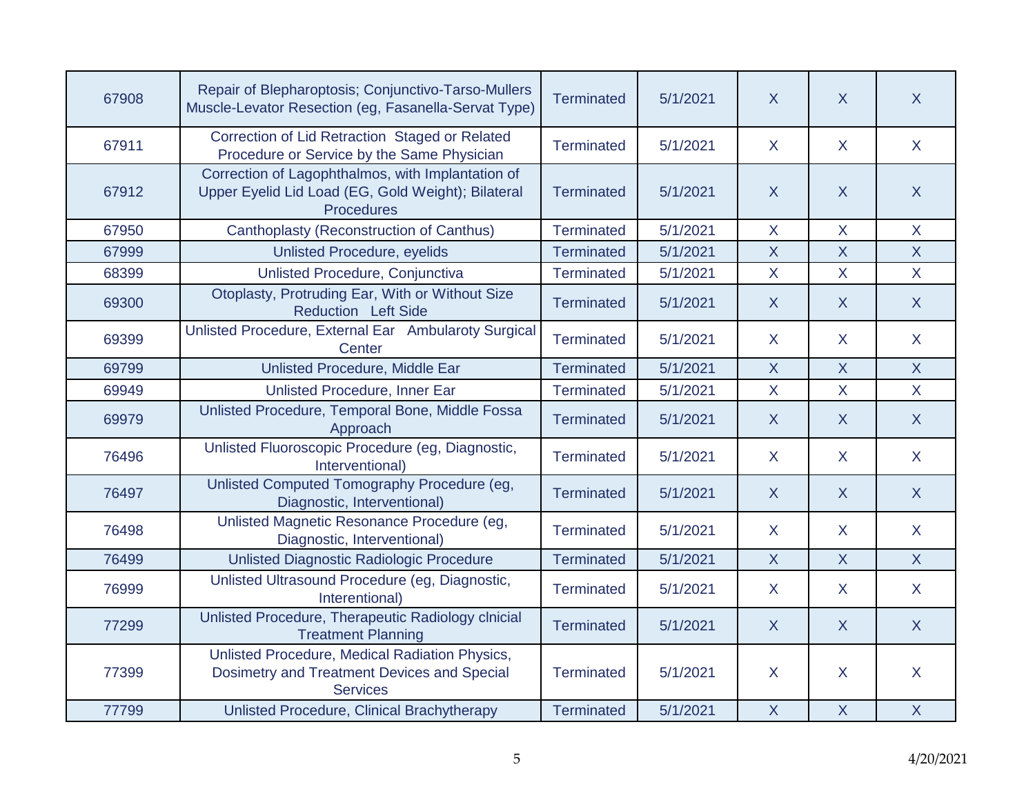| | | | | | | |
|---|---|---|---|---|---|---|
| 67908 | Repair of Blepharoptosis; Conjunctivo-Tarso-Mullers Muscle-Levator Resection (eg, Fasanella-Servat Type) | Terminated | 5/1/2021 | X | X | X |
| 67911 | Correction of Lid Retraction Staged or Related Procedure or Service by the Same Physician | Terminated | 5/1/2021 | X | X | X |
| 67912 | Correction of Lagophthalmos, with Implantation of Upper Eyelid Lid Load (EG, Gold Weight); Bilateral Procedures | Terminated | 5/1/2021 | X | X | X |
| 67950 | Canthoplasty (Reconstruction of Canthus) | Terminated | 5/1/2021 | X | X | X |
| 67999 | Unlisted Procedure, eyelids | Terminated | 5/1/2021 | X | X | X |
| 68399 | Unlisted Procedure, Conjunctiva | Terminated | 5/1/2021 | X | X | X |
| 69300 | Otoplasty, Protruding Ear, With or Without Size Reduction Left Side | Terminated | 5/1/2021 | X | X | X |
| 69399 | Unlisted Procedure, External Ear Ambularoty Surgical Center | Terminated | 5/1/2021 | X | X | X |
| 69799 | Unlisted Procedure, Middle Ear | Terminated | 5/1/2021 | X | X | X |
| 69949 | Unlisted Procedure, Inner Ear | Terminated | 5/1/2021 | X | X | X |
| 69979 | Unlisted Procedure, Temporal Bone, Middle Fossa Approach | Terminated | 5/1/2021 | X | X | X |
| 76496 | Unlisted Fluoroscopic Procedure (eg, Diagnostic, Interventional) | Terminated | 5/1/2021 | X | X | X |
| 76497 | Unlisted Computed Tomography Procedure (eg, Diagnostic, Interventional) | Terminated | 5/1/2021 | X | X | X |
| 76498 | Unlisted Magnetic Resonance Procedure (eg, Diagnostic, Interventional) | Terminated | 5/1/2021 | X | X | X |
| 76499 | Unlisted Diagnostic Radiologic Procedure | Terminated | 5/1/2021 | X | X | X |
| 76999 | Unlisted Ultrasound Procedure (eg, Diagnostic, Interentional) | Terminated | 5/1/2021 | X | X | X |
| 77299 | Unlisted Procedure, Therapeutic Radiology clnicial Treatment Planning | Terminated | 5/1/2021 | X | X | X |
| 77399 | Unlisted Procedure, Medical Radiation Physics, Dosimetry and Treatment Devices and Special Services | Terminated | 5/1/2021 | X | X | X |
| 77799 | Unlisted Procedure, Clinical Brachytherapy | Terminated | 5/1/2021 | X | X | X |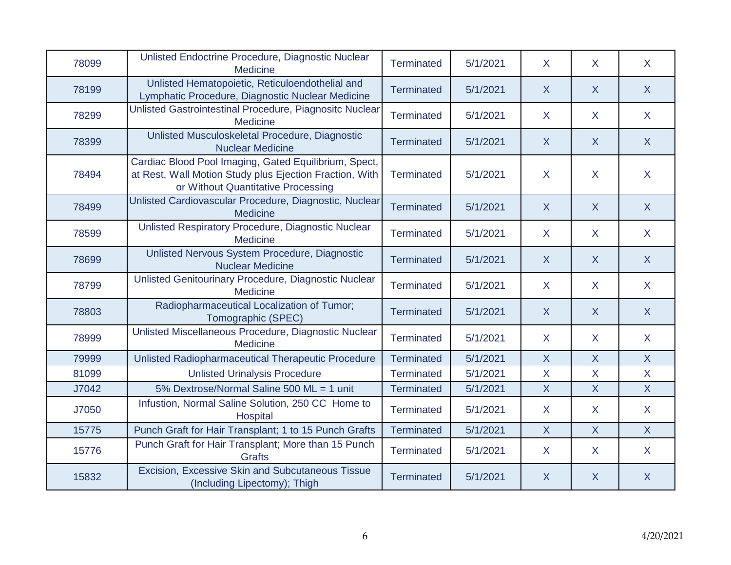| | | | | | | |
|---|---|---|---|---|---|---|
| 78099 | Unlisted Endocrine Procedure, Diagnostic Nuclear Medicine | Terminated | 5/1/2021 | X | X | X |
| 78199 | Unlisted Hematopoietic, Reticuloendothelial and Lymphatic Procedure, Diagnostic Nuclear Medicine | Terminated | 5/1/2021 | X | X | X |
| 78299 | Unlisted Gastrointestinal Procedure, Piagnositc Nuclear Medicine | Terminated | 5/1/2021 | X | X | X |
| 78399 | Unlisted Musculoskeletal Procedure, Diagnostic Nuclear Medicine | Terminated | 5/1/2021 | X | X | X |
| 78494 | Cardiac Blood Pool Imaging, Gated Equilibrium, Spect, at Rest, Wall Motion Study plus Ejection Fraction, With or Without Quantitative Processing | Terminated | 5/1/2021 | X | X | X |
| 78499 | Unlisted Cardiovascular Procedure, Diagnostic, Nuclear Medicine | Terminated | 5/1/2021 | X | X | X |
| 78599 | Unlisted Respiratory Procedure, Diagnostic Nuclear Medicine | Terminated | 5/1/2021 | X | X | X |
| 78699 | Unlisted Nervous System Procedure, Diagnostic Nuclear Medicine | Terminated | 5/1/2021 | X | X | X |
| 78799 | Unlisted Genitourinary Procedure, Diagnostic Nuclear Medicine | Terminated | 5/1/2021 | X | X | X |
| 78803 | Radiopharmaceutical Localization of Tumor; Tomographic (SPEC) | Terminated | 5/1/2021 | X | X | X |
| 78999 | Unlisted Miscellaneous Procedure, Diagnostic Nuclear Medicine | Terminated | 5/1/2021 | X | X | X |
| 79999 | Unlisted Radiopharmaceutical Therapeutic Procedure | Terminated | 5/1/2021 | X | X | X |
| 81099 | Unlisted Urinalysis Procedure | Terminated | 5/1/2021 | X | X | X |
| J7042 | 5% Dextrose/Normal Saline 500 ML = 1 unit | Terminated | 5/1/2021 | X | X | X |
| J7050 | Infustion, Normal Saline Solution, 250 CC Home to Hospital | Terminated | 5/1/2021 | X | X | X |
| 15775 | Punch Graft for Hair Transplant; 1 to 15 Punch Grafts | Terminated | 5/1/2021 | X | X | X |
| 15776 | Punch Graft for Hair Transplant; More than 15 Punch Grafts | Terminated | 5/1/2021 | X | X | X |
| 15832 | Excision, Excessive Skin and Subcutaneous Tissue (Including Lipectomy); Thigh | Terminated | 5/1/2021 | X | X | X |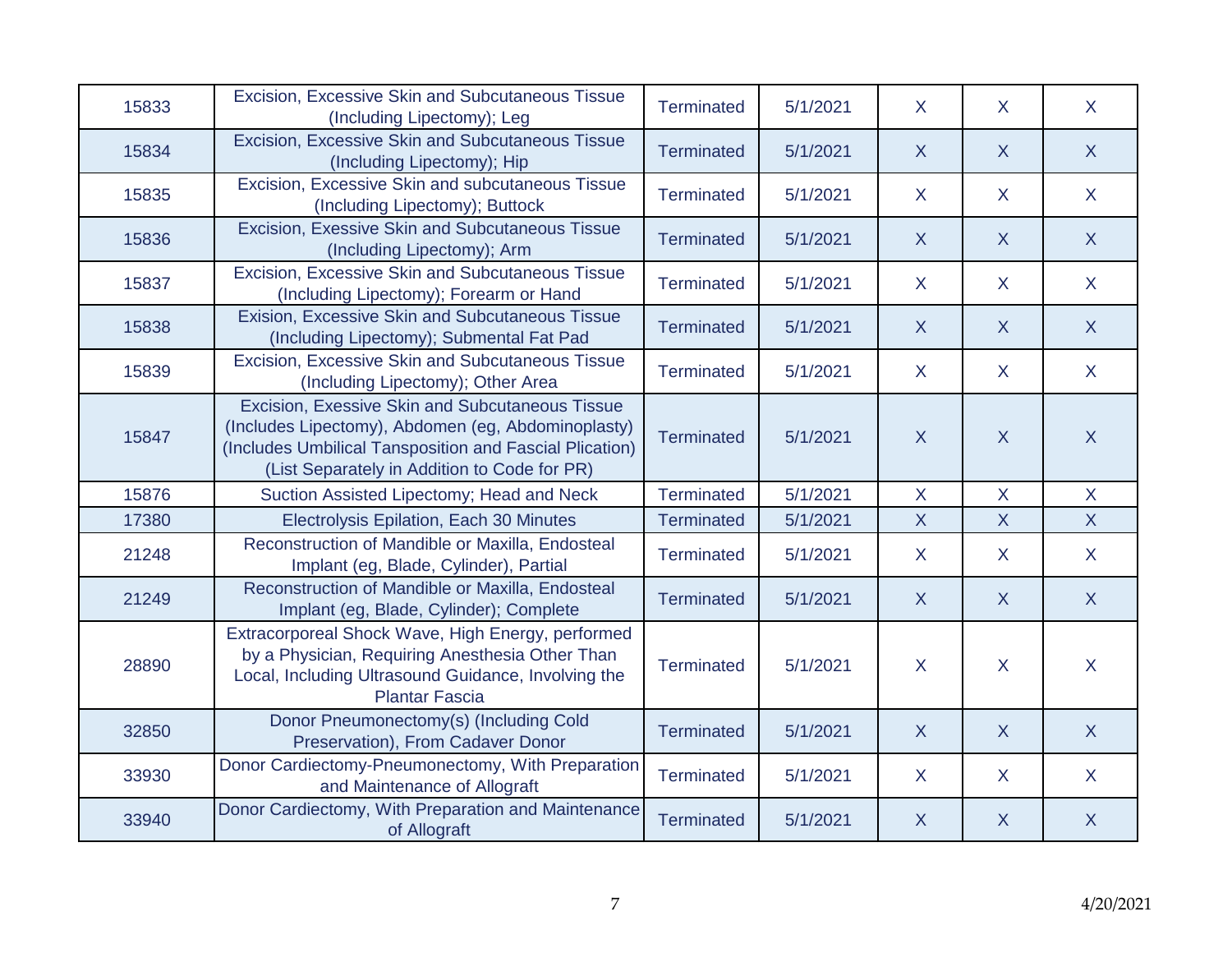| | | | | | | |
|---|---|---|---|---|---|---|
| 15833 | Excision, Excessive Skin and Subcutaneous Tissue (Including Lipectomy); Leg | Terminated | 5/1/2021 | X | X | X |
| 15834 | Excision, Excessive Skin and Subcutaneous Tissue (Including Lipectomy); Hip | Terminated | 5/1/2021 | X | X | X |
| 15835 | Excision, Excessive Skin and subcutaneous Tissue (Including Lipectomy); Buttock | Terminated | 5/1/2021 | X | X | X |
| 15836 | Excision, Exessive Skin and Subcutaneous Tissue (Including Lipectomy); Arm | Terminated | 5/1/2021 | X | X | X |
| 15837 | Excision, Excessive Skin and Subcutaneous Tissue (Including Lipectomy); Forearm or Hand | Terminated | 5/1/2021 | X | X | X |
| 15838 | Exision, Excessive Skin and Subcutaneous Tissue (Including Lipectomy); Submental Fat Pad | Terminated | 5/1/2021 | X | X | X |
| 15839 | Excision, Excessive Skin and Subcutaneous Tissue (Including Lipectomy); Other Area | Terminated | 5/1/2021 | X | X | X |
| 15847 | Excision, Exessive Skin and Subcutaneous Tissue (Includes Lipectomy), Abdomen (eg, Abdominoplasty) (Includes Umbilical Tansposition and Fascial Plication) (List Separately in Addition to Code for PR) | Terminated | 5/1/2021 | X | X | X |
| 15876 | Suction Assisted Lipectomy; Head and Neck | Terminated | 5/1/2021 | X | X | X |
| 17380 | Electrolysis Epilation, Each 30 Minutes | Terminated | 5/1/2021 | X | X | X |
| 21248 | Reconstruction of Mandible or Maxilla, Endosteal Implant (eg, Blade, Cylinder), Partial | Terminated | 5/1/2021 | X | X | X |
| 21249 | Reconstruction of Mandible or Maxilla, Endosteal Implant (eg, Blade, Cylinder); Complete | Terminated | 5/1/2021 | X | X | X |
| 28890 | Extracorporeal Shock Wave, High Energy, performed by a Physician, Requiring Anesthesia Other Than Local, Including Ultrasound Guidance, Involving the Plantar Fascia | Terminated | 5/1/2021 | X | X | X |
| 32850 | Donor Pneumonectomy(s) (Including Cold Preservation), From Cadaver Donor | Terminated | 5/1/2021 | X | X | X |
| 33930 | Donor Cardiectomy-Pneumonectomy, With Preparation and Maintenance of Allograft | Terminated | 5/1/2021 | X | X | X |
| 33940 | Donor Cardiectomy, With Preparation and Maintenance of Allograft | Terminated | 5/1/2021 | X | X | X |

4/20/2021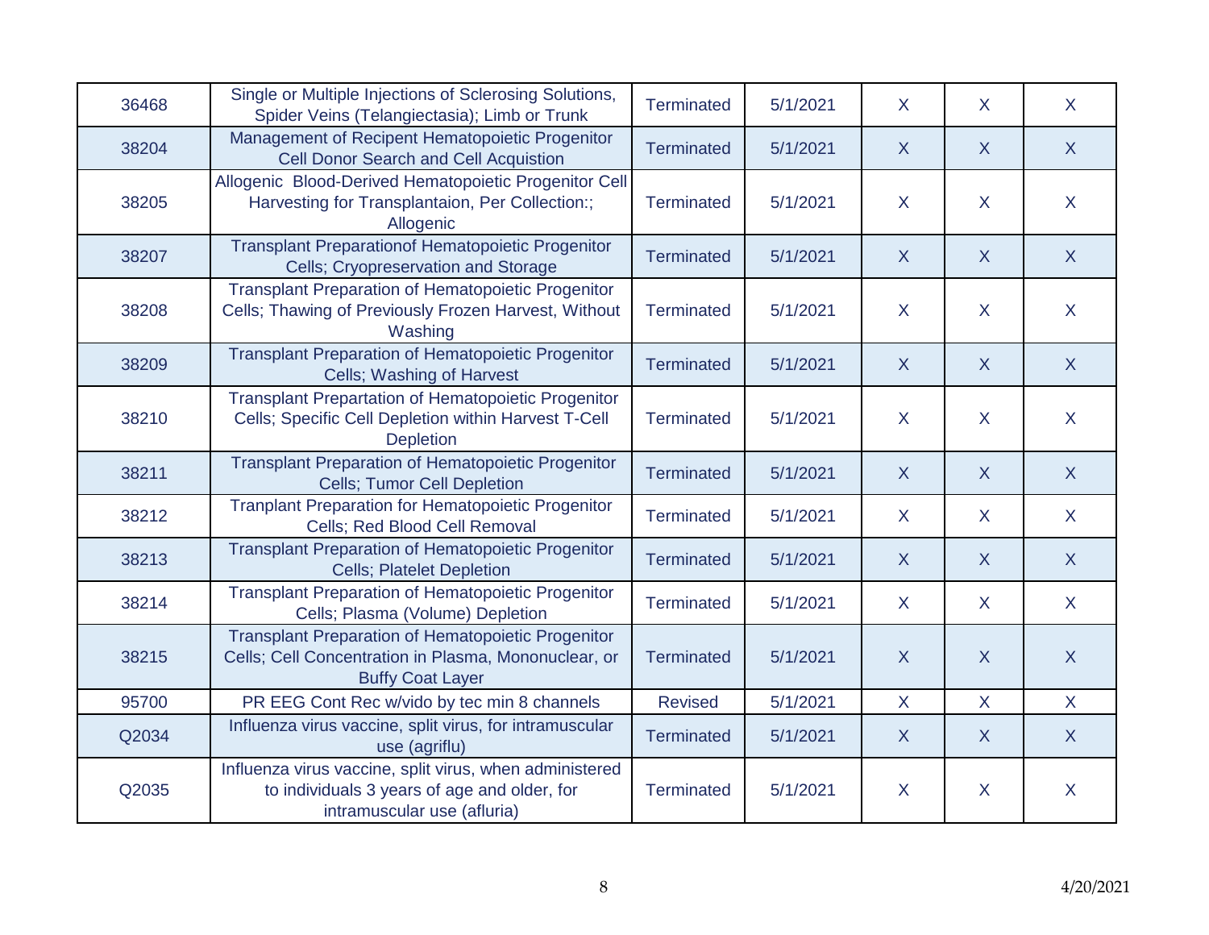| | | | | | | |
|---|---|---|---|---|---|---|
| 36468 | Single or Multiple Injections of Sclerosing Solutions, Spider Veins (Telangiectasia); Limb or Trunk | Terminated | 5/1/2021 | X | X | X |
| 38204 | Management of Recipent Hematopoietic Progenitor Cell Donor Search and Cell Acquistion | Terminated | 5/1/2021 | X | X | X |
| 38205 | Allogenic Blood-Derived Hematopoietic Progenitor Cell Harvesting for Transplantaion, Per Collection:; Allogenic | Terminated | 5/1/2021 | X | X | X |
| 38207 | Transplant Preparationof Hematopoietic Progenitor Cells; Cryopreservation and Storage | Terminated | 5/1/2021 | X | X | X |
| 38208 | Transplant Preparation of Hematopoietic Progenitor Cells; Thawing of Previously Frozen Harvest, Without Washing | Terminated | 5/1/2021 | X | X | X |
| 38209 | Transplant Preparation of Hematopoietic Progenitor Cells; Washing of Harvest | Terminated | 5/1/2021 | X | X | X |
| 38210 | Transplant Prepartation of Hematopoietic Progenitor Cells; Specific Cell Depletion within Harvest T-Cell Depletion | Terminated | 5/1/2021 | X | X | X |
| 38211 | Transplant Preparation of Hematopoietic Progenitor Cells; Tumor Cell Depletion | Terminated | 5/1/2021 | X | X | X |
| 38212 | Tranplant Preparation for Hematopoietic Progenitor Cells; Red Blood Cell Removal | Terminated | 5/1/2021 | X | X | X |
| 38213 | Transplant Preparation of Hematopoietic Progenitor Cells; Platelet Depletion | Terminated | 5/1/2021 | X | X | X |
| 38214 | Transplant Preparation of Hematopoietic Progenitor Cells; Plasma (Volume) Depletion | Terminated | 5/1/2021 | X | X | X |
| 38215 | Transplant Preparation of Hematopoietic Progenitor Cells; Cell Concentration in Plasma, Mononuclear, or Buffy Coat Layer | Terminated | 5/1/2021 | X | X | X |
| 95700 | PR EEG Cont Rec w/vido by tec min 8 channels | Revised | 5/1/2021 | X | X | X |
| Q2034 | Influenza virus vaccine, split virus, for intramuscular use (agriflu) | Terminated | 5/1/2021 | X | X | X |
| Q2035 | Influenza virus vaccine, split virus, when administered to individuals 3 years of age and older, for intramuscular use (afluria) | Terminated | 5/1/2021 | X | X | X |

4/20/2021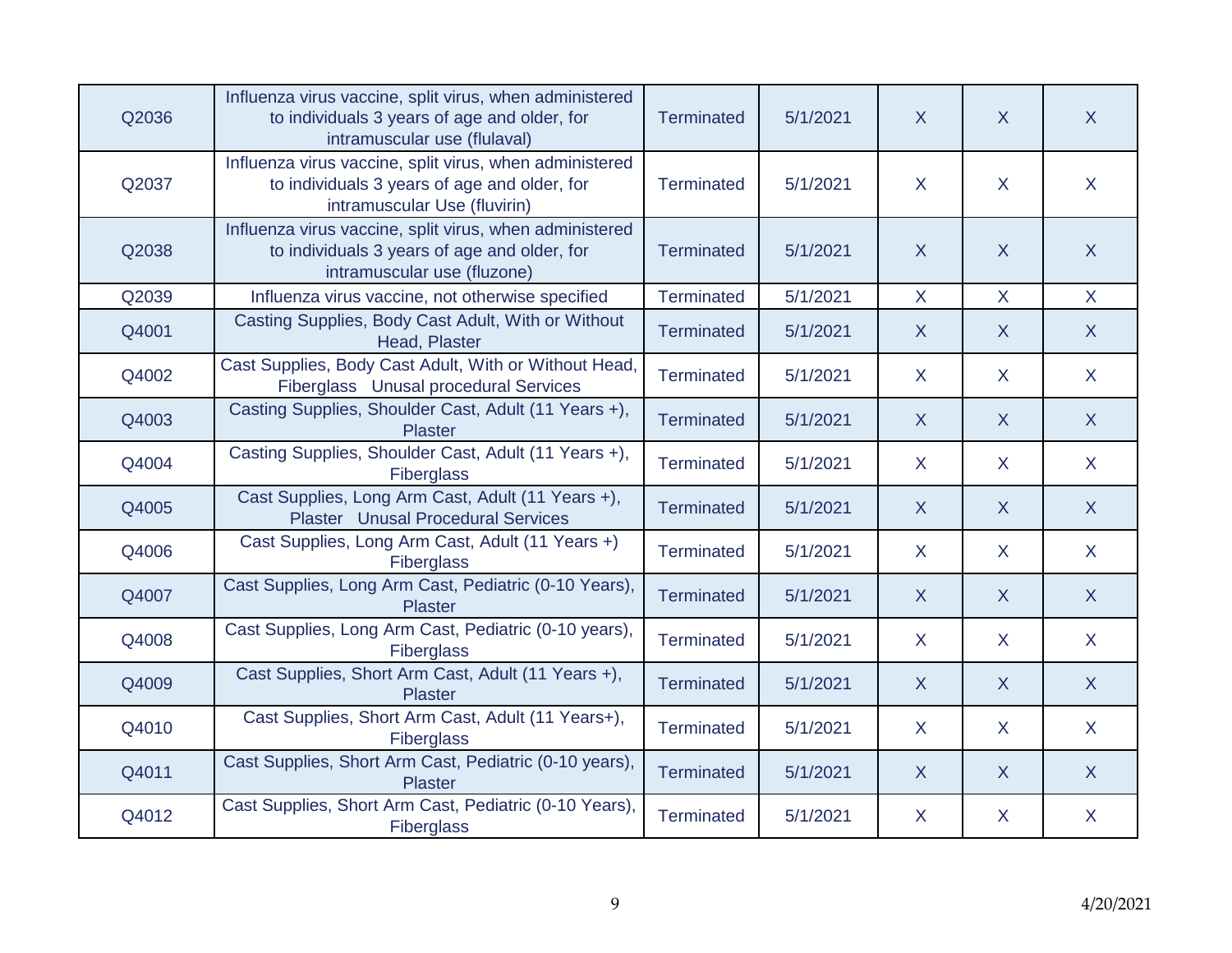| | | | | | | |
|---|---|---|---|---|---|---|
| Q2036 | Influenza virus vaccine, split virus, when administered to individuals 3 years of age and older, for intramuscular use (flulaval) | Terminated | 5/1/2021 | X | X | X |
| Q2037 | Influenza virus vaccine, split virus, when administered to individuals 3 years of age and older, for intramuscular Use (fluvirin) | Terminated | 5/1/2021 | X | X | X |
| Q2038 | Influenza virus vaccine, split virus, when administered to individuals 3 years of age and older, for intramuscular use (fluzone) | Terminated | 5/1/2021 | X | X | X |
| Q2039 | Influenza virus vaccine, not otherwise specified | Terminated | 5/1/2021 | X | X | X |
| Q4001 | Casting Supplies, Body Cast Adult, With or Without Head, Plaster | Terminated | 5/1/2021 | X | X | X |
| Q4002 | Cast Supplies, Body Cast Adult, With or Without Head, Fiberglass Unusal procedural Services | Terminated | 5/1/2021 | X | X | X |
| Q4003 | Casting Supplies, Shoulder Cast, Adult (11 Years +), Plaster | Terminated | 5/1/2021 | X | X | X |
| Q4004 | Casting Supplies, Shoulder Cast, Adult (11 Years +), Fiberglass | Terminated | 5/1/2021 | X | X | X |
| Q4005 | Cast Supplies, Long Arm Cast, Adult (11 Years +), Plaster Unusal Procedural Services | Terminated | 5/1/2021 | X | X | X |
| Q4006 | Cast Supplies, Long Arm Cast, Adult (11 Years +) Fiberglass | Terminated | 5/1/2021 | X | X | X |
| Q4007 | Cast Supplies, Long Arm Cast, Pediatric (0-10 Years), Plaster | Terminated | 5/1/2021 | X | X | X |
| Q4008 | Cast Supplies, Long Arm Cast, Pediatric (0-10 years), Fiberglass | Terminated | 5/1/2021 | X | X | X |
| Q4009 | Cast Supplies, Short Arm Cast, Adult (11 Years +), Plaster | Terminated | 5/1/2021 | X | X | X |
| Q4010 | Cast Supplies, Short Arm Cast, Adult (11 Years+), Fiberglass | Terminated | 5/1/2021 | X | X | X |
| Q4011 | Cast Supplies, Short Arm Cast, Pediatric (0-10 years), Plaster | Terminated | 5/1/2021 | X | X | X |
| Q4012 | Cast Supplies, Short Arm Cast, Pediatric (0-10 Years), Fiberglass | Terminated | 5/1/2021 | X | X | X |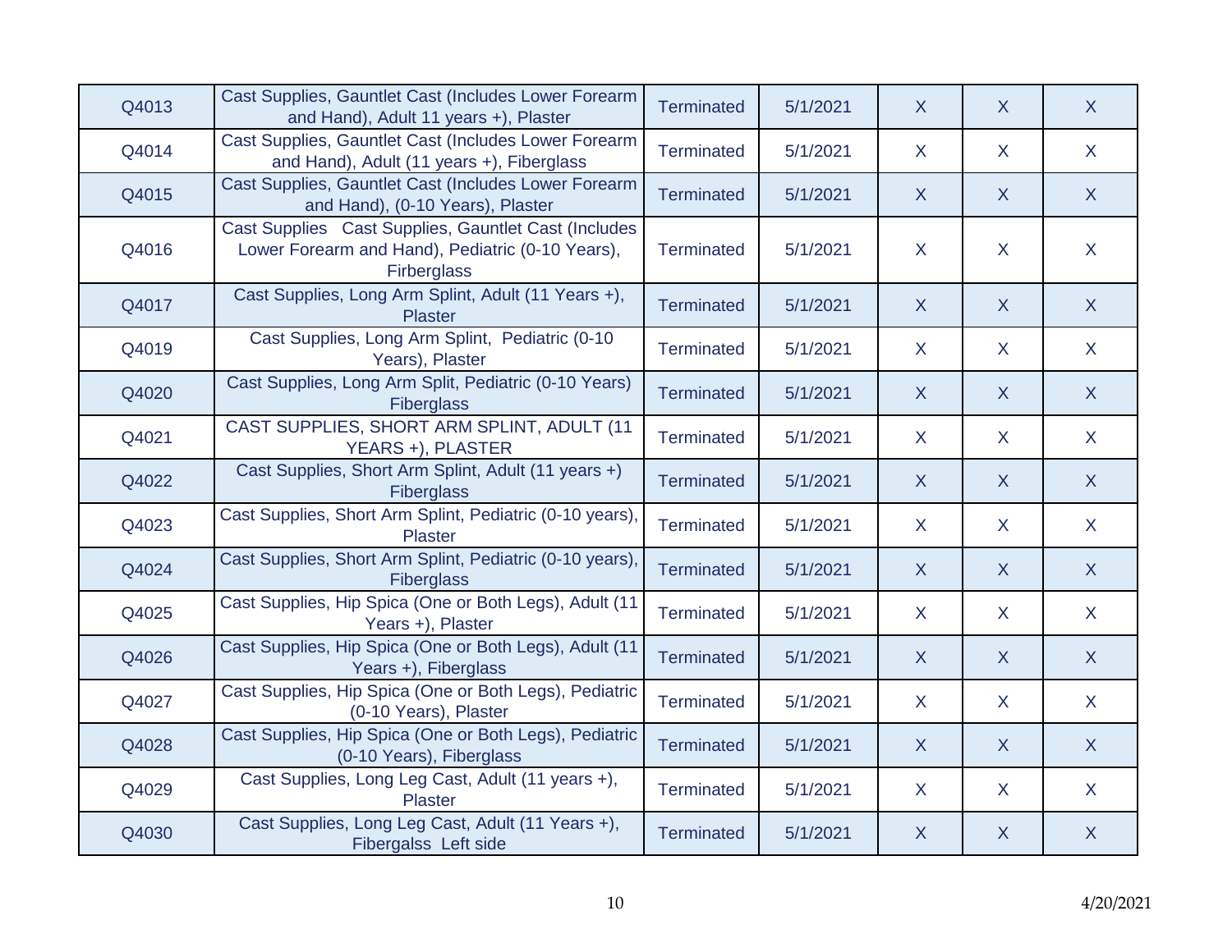| | | | | | | |
|---|---|---|---|---|---|---|
| Q4013 | Cast Supplies, Gauntlet Cast (Includes Lower Forearm and Hand), Adult 11 years +), Plaster | Terminated | 5/1/2021 | X | X | X |
| Q4014 | Cast Supplies, Gauntlet Cast (Includes Lower Forearm and Hand), Adult (11 years +), Fiberglass | Terminated | 5/1/2021 | X | X | X |
| Q4015 | Cast Supplies, Gauntlet Cast (Includes Lower Forearm and Hand), (0-10 Years), Plaster | Terminated | 5/1/2021 | X | X | X |
| Q4016 | Cast Supplies Cast Supplies, Gauntlet Cast (Includes Lower Forearm and Hand), Pediatric (0-10 Years), Firberglass | Terminated | 5/1/2021 | X | X | X |
| Q4017 | Cast Supplies, Long Arm Splint, Adult (11 Years +), Plaster | Terminated | 5/1/2021 | X | X | X |
| Q4019 | Cast Supplies, Long Arm Splint, Pediatric (0-10 Years), Plaster | Terminated | 5/1/2021 | X | X | X |
| Q4020 | Cast Supplies, Long Arm Split, Pediatric (0-10 Years) Fiberglass | Terminated | 5/1/2021 | X | X | X |
| Q4021 | CAST SUPPLIES, SHORT ARM SPLINT, ADULT (11 YEARS +), PLASTER | Terminated | 5/1/2021 | X | X | X |
| Q4022 | Cast Supplies, Short Arm Splint, Adult (11 years +) Fiberglass | Terminated | 5/1/2021 | X | X | X |
| Q4023 | Cast Supplies, Short Arm Splint, Pediatric (0-10 years), Plaster | Terminated | 5/1/2021 | X | X | X |
| Q4024 | Cast Supplies, Short Arm Splint, Pediatric (0-10 years), Fiberglass | Terminated | 5/1/2021 | X | X | X |
| Q4025 | Cast Supplies, Hip Spica (One or Both Legs), Adult (11 Years +), Plaster | Terminated | 5/1/2021 | X | X | X |
| Q4026 | Cast Supplies, Hip Spica (One or Both Legs), Adult (11 Years +), Fiberglass | Terminated | 5/1/2021 | X | X | X |
| Q4027 | Cast Supplies, Hip Spica (One or Both Legs), Pediatric (0-10 Years), Plaster | Terminated | 5/1/2021 | X | X | X |
| Q4028 | Cast Supplies, Hip Spica (One or Both Legs), Pediatric (0-10 Years), Fiberglass | Terminated | 5/1/2021 | X | X | X |
| Q4029 | Cast Supplies, Long Leg Cast, Adult (11 years +), Plaster | Terminated | 5/1/2021 | X | X | X |
| Q4030 | Cast Supplies, Long Leg Cast, Adult (11 Years +), Fibergalss Left side | Terminated | 5/1/2021 | X | X | X |

4/20/2021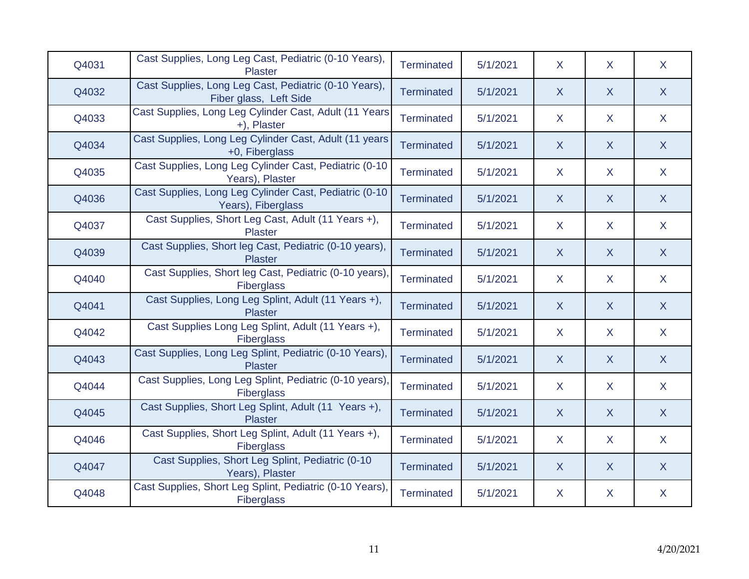| | | | | | | |
|---|---|---|---|---|---|---|
| Q4031 | Cast Supplies, Long Leg Cast, Pediatric (0-10 Years), Plaster | Terminated | 5/1/2021 | X | X | X |
| Q4032 | Cast Supplies, Long Leg Cast, Pediatric (0-10 Years), Fiber glass, Left Side | Terminated | 5/1/2021 | X | X | X |
| Q4033 | Cast Supplies, Long Leg Cylinder Cast, Adult (11 Years +), Plaster | Terminated | 5/1/2021 | X | X | X |
| Q4034 | Cast Supplies, Long Leg Cylinder Cast, Adult (11 years +0, Fiberglass | Terminated | 5/1/2021 | X | X | X |
| Q4035 | Cast Supplies, Long Leg Cylinder Cast, Pediatric (0-10 Years), Plaster | Terminated | 5/1/2021 | X | X | X |
| Q4036 | Cast Supplies, Long Leg Cylinder Cast, Pediatric (0-10 Years), Fiberglass | Terminated | 5/1/2021 | X | X | X |
| Q4037 | Cast Supplies, Short Leg Cast, Adult (11 Years +), Plaster | Terminated | 5/1/2021 | X | X | X |
| Q4039 | Cast Supplies, Short leg Cast, Pediatric (0-10 years), Plaster | Terminated | 5/1/2021 | X | X | X |
| Q4040 | Cast Supplies, Short leg Cast, Pediatric (0-10 years), Fiberglass | Terminated | 5/1/2021 | X | X | X |
| Q4041 | Cast Supplies, Long Leg Splint, Adult (11 Years +), Plaster | Terminated | 5/1/2021 | X | X | X |
| Q4042 | Cast Supplies Long Leg Splint, Adult (11 Years +), Fiberglass | Terminated | 5/1/2021 | X | X | X |
| Q4043 | Cast Supplies, Long Leg Splint, Pediatric (0-10 Years), Plaster | Terminated | 5/1/2021 | X | X | X |
| Q4044 | Cast Supplies, Long Leg Splint, Pediatric (0-10 years), Fiberglass | Terminated | 5/1/2021 | X | X | X |
| Q4045 | Cast Supplies, Short Leg Splint, Adult (11 Years +), Plaster | Terminated | 5/1/2021 | X | X | X |
| Q4046 | Cast Supplies, Short Leg Splint, Adult (11 Years +), Fiberglass | Terminated | 5/1/2021 | X | X | X |
| Q4047 | Cast Supplies, Short Leg Splint, Pediatric (0-10 Years), Plaster | Terminated | 5/1/2021 | X | X | X |
| Q4048 | Cast Supplies, Short Leg Splint, Pediatric (0-10 Years), Fiberglass | Terminated | 5/1/2021 | X | X | X |

4/20/2021